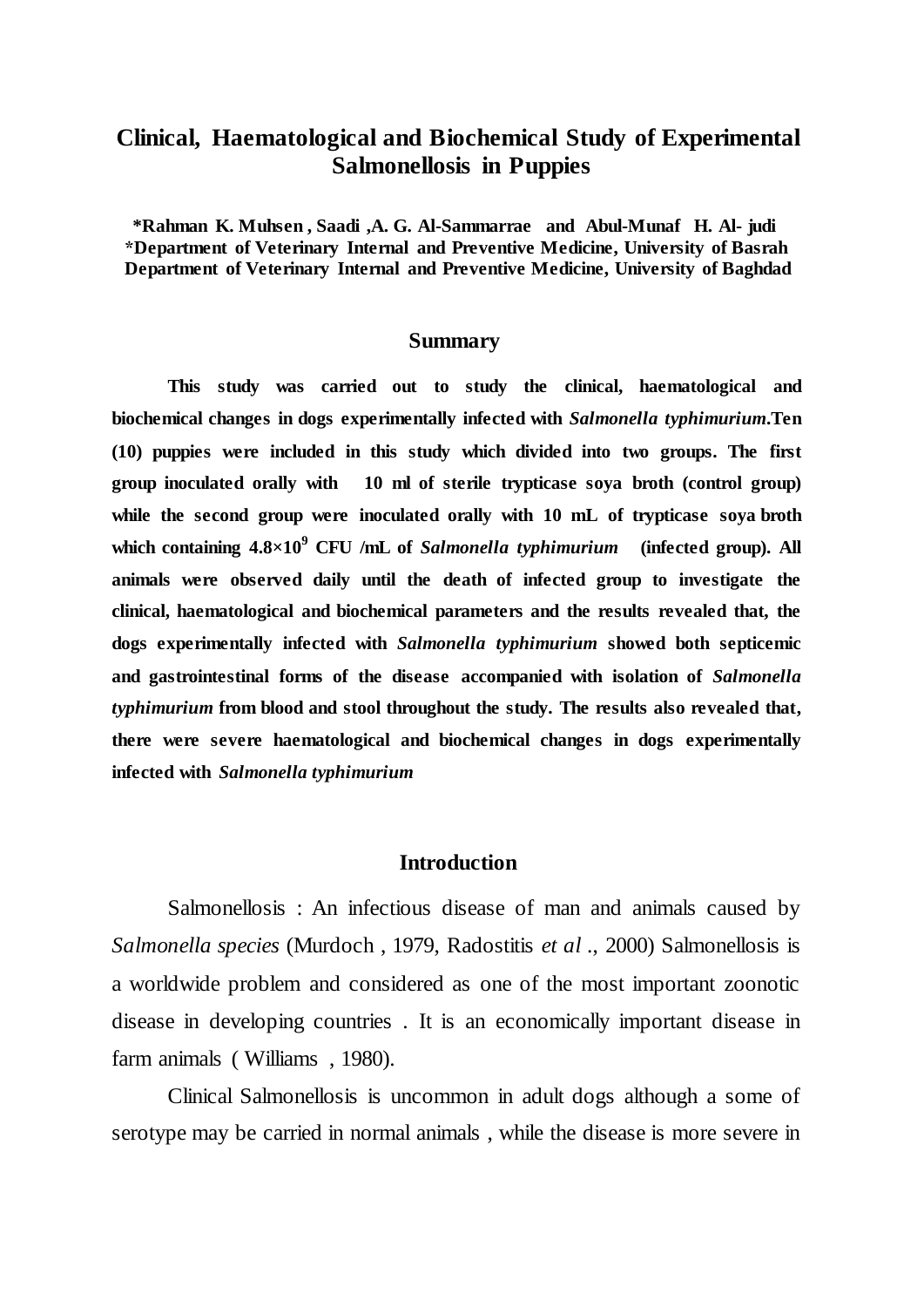# Clinical, Haematological and Biochemical Study of Experimental Salmonellosis in Puppies

**\*Rahman K. Muhsen , Saadi ,A. G. Al-Sammarrae and Abul-Munaf H. Al- judi**
**\*Department of Veterinary Internal and Preventive Medicine, University of Basrah**
**Department of Veterinary Internal and Preventive Medicine, University of Baghdad**

## Summary

**This study was carried out to study the clinical, haematological and biochemical changes in dogs experimentally infected with *Salmonella typhimurium*.Ten (10) puppies were included in this study which divided into two groups. The first group inoculated orally with 10 ml of sterile trypticase soya broth (control group) while the second group were inoculated orally with 10 mL of trypticase soya broth which containing $4.8\times10^9$ CFU /mL of *Salmonella typhimurium* (infected group). All animals were observed daily until the death of infected group to investigate the clinical, haematological and biochemical parameters and the results revealed that, the dogs experimentally infected with *Salmonella typhimurium* showed both septicemic and gastrointestinal forms of the disease accompanied with isolation of *Salmonella typhimurium* from blood and stool throughout the study. The results also revealed that, there were severe haematological and biochemical changes in dogs experimentally infected with *Salmonella typhimurium***

## Introduction

Salmonellosis : An infectious disease of man and animals caused by *Salmonella species* (Murdoch , 1979, Radostitis *et al* ., 2000) Salmonellosis is a worldwide problem and considered as one of the most important zoonotic disease in developing countries . It is an economically important disease in farm animals ( Williams , 1980).

Clinical Salmonellosis is uncommon in adult dogs although a some of serotype may be carried in normal animals , while the disease is more severe in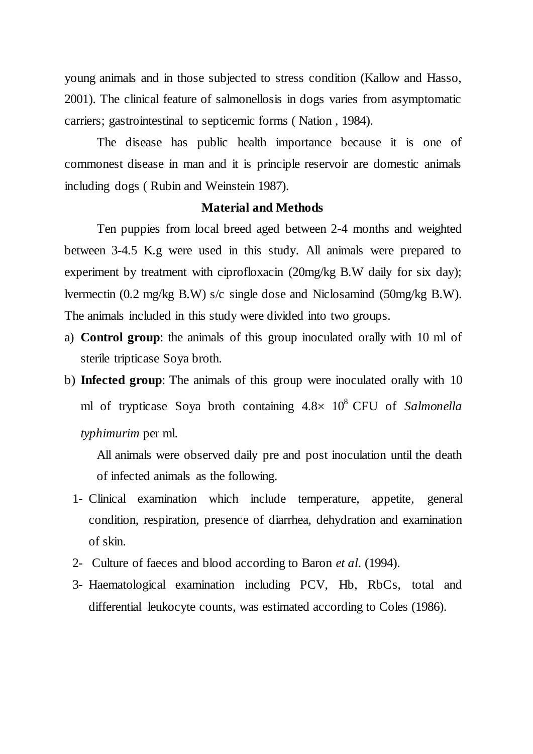young animals and in those subjected to stress condition (Kallow and Hasso, 2001). The clinical feature of salmonellosis in dogs varies from asymptomatic carriers; gastrointestinal to septicemic forms ( Nation , 1984).

The disease has public health importance because it is one of commonest disease in man and it is principle reservoir are domestic animals including dogs ( Rubin and Weinstein 1987).

## Material and Methods

Ten puppies from local breed aged between 2-4 months and weighted between 3-4.5 K.g were used in this study. All animals were prepared to experiment by treatment with ciprofloxacin (20mg/kg B.W daily for six day); lvermectin (0.2 mg/kg B.W) s/c single dose and Niclosamind (50mg/kg B.W). The animals included in this study were divided into two groups.

a) **Control group**: the animals of this group inoculated orally with 10 ml of sterile tripticase Soya broth.
b) **Infected group**: The animals of this group were inoculated orally with 10 ml of trypticase Soya broth containing $4.8\times 10^{8}$ CFU of *Salmonella typhimurim* per ml.

All animals were observed daily pre and post inoculation until the death of infected animals as the following.

1- Clinical examination which include temperature, appetite, general condition, respiration, presence of diarrhea, dehydration and examination of skin.
2- Culture of faeces and blood according to Baron *et al.* (1994).
3- Haematological examination including PCV, Hb, RbCs, total and differential leukocyte counts, was estimated according to Coles (1986).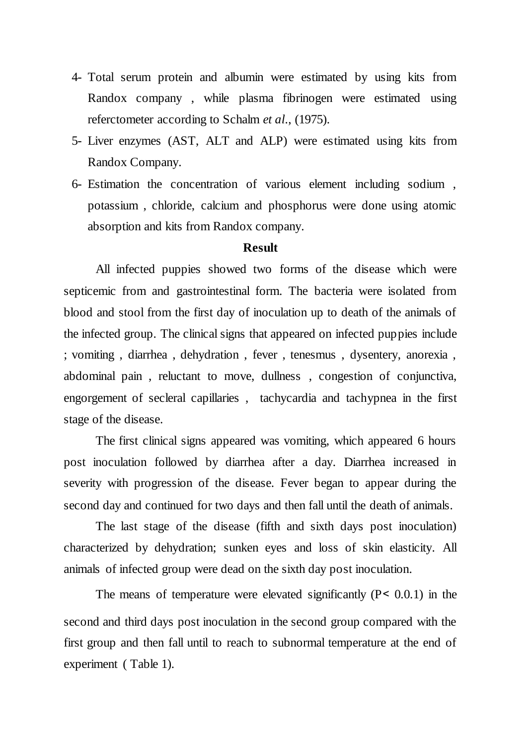4- Total serum protein and albumin were estimated by using kits from Randox company , while plasma fibrinogen were estimated using referctometer according to Schalm *et al*., (1975).

5- Liver enzymes (AST, ALT and ALP) were estimated using kits from Randox Company.

6- Estimation the concentration of various element including sodium , potassium , chloride, calcium and phosphorus were done using atomic absorption and kits from Randox company.

**Result**

All infected puppies showed two forms of the disease which were septicemic from and gastrointestinal form. The bacteria were isolated from blood and stool from the first day of inoculation up to death of the animals of the infected group. The clinical signs that appeared on infected puppies include ; vomiting , diarrhea , dehydration , fever , tenesmus , dysentery, anorexia , abdominal pain , reluctant to move, dullness , congestion of conjunctiva, engorgement of secleral capillaries , tachycardia and tachypnea in the first stage of the disease.

The first clinical signs appeared was vomiting, which appeared 6 hours post inoculation followed by diarrhea after a day. Diarrhea increased in severity with progression of the disease. Fever began to appear during the second day and continued for two days and then fall until the death of animals.

The last stage of the disease (fifth and sixth days post inoculation) characterized by dehydration; sunken eyes and loss of skin elasticity. All animals of infected group were dead on the sixth day post inoculation.

The means of temperature were elevated significantly ($P< 0.0.1$) in the second and third days post inoculation in the second group compared with the first group and then fall until to reach to subnormal temperature at the end of experiment ( Table 1).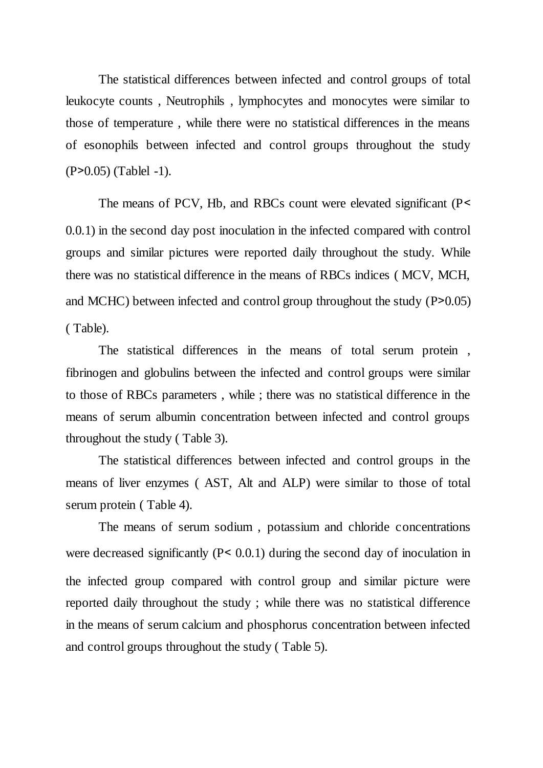The statistical differences between infected and control groups of total leukocyte counts , Neutrophils , lymphocytes and monocytes were similar to those of temperature , while there were no statistical differences in the means of esonophils between infected and control groups throughout the study ($P>0.05$) (Tablel -1).

The means of PCV, Hb, and RBCs count were elevated significant ($P<$ 0.0.1) in the second day post inoculation in the infected compared with control groups and similar pictures were reported daily throughout the study. While there was no statistical difference in the means of RBCs indices ( MCV, MCH, and MCHC) between infected and control group throughout the study ($P>0.05$) ( Table).

The statistical differences in the means of total serum protein , fibrinogen and globulins between the infected and control groups were similar to those of RBCs parameters , while ; there was no statistical difference in the means of serum albumin concentration between infected and control groups throughout the study ( Table 3).

The statistical differences between infected and control groups in the means of liver enzymes ( AST, Alt and ALP) were similar to those of total serum protein ( Table 4).

The means of serum sodium , potassium and chloride concentrations were decreased significantly ($P<$ 0.0.1) during the second day of inoculation in the infected group compared with control group and similar picture were reported daily throughout the study ; while there was no statistical difference in the means of serum calcium and phosphorus concentration between infected and control groups throughout the study ( Table 5).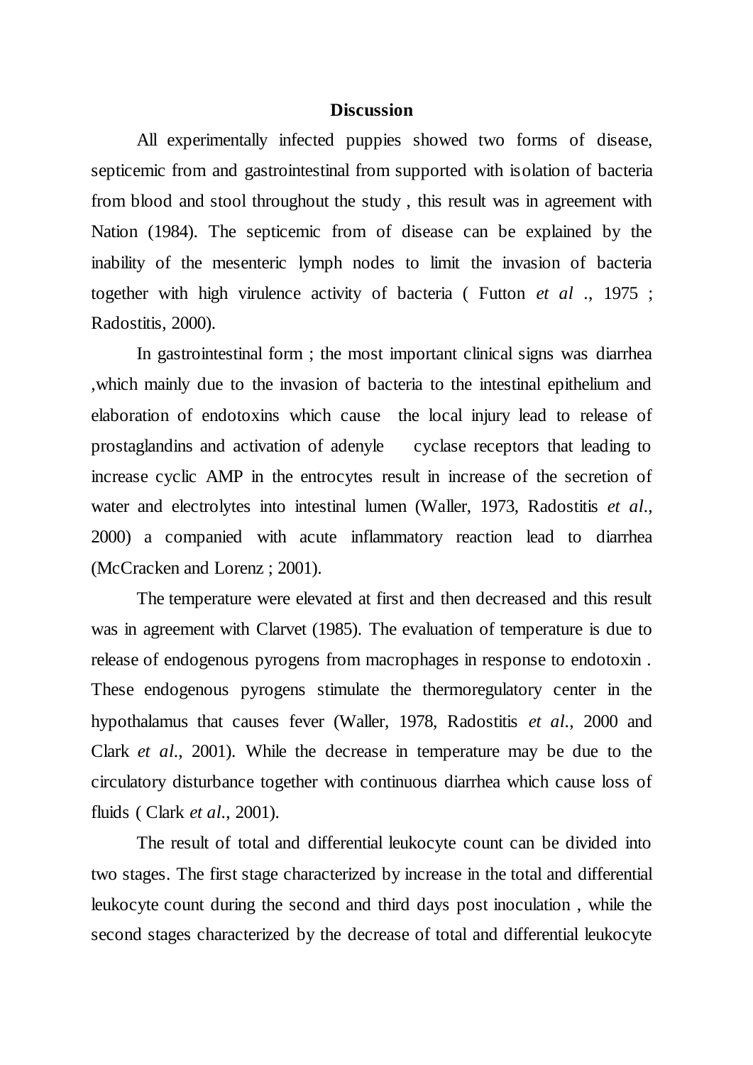# Discussion

All experimentally infected puppies showed two forms of disease, septicemic from and gastrointestinal from supported with isolation of bacteria from blood and stool throughout the study , this result was in agreement with Nation (1984). The septicemic from of disease can be explained by the inability of the mesenteric lymph nodes to limit the invasion of bacteria together with high virulence activity of bacteria ( Futton *et al* ., 1975 ; Radostitis, 2000).

In gastrointestinal form ; the most important clinical signs was diarrhea ,which mainly due to the invasion of bacteria to the intestinal epithelium and elaboration of endotoxins which cause the local injury lead to release of prostaglandins and activation of adenyle cyclase receptors that leading to increase cyclic AMP in the entrocytes result in increase of the secretion of water and electrolytes into intestinal lumen (Waller, 1973, Radostitis *et al*., 2000) a companied with acute inflammatory reaction lead to diarrhea (McCracken and Lorenz ; 2001).

The temperature were elevated at first and then decreased and this result was in agreement with Clarvet (1985). The evaluation of temperature is due to release of endogenous pyrogens from macrophages in response to endotoxin . These endogenous pyrogens stimulate the thermoregulatory center in the hypothalamus that causes fever (Waller, 1978, Radostitis *et al*., 2000 and Clark *et al*., 2001). While the decrease in temperature may be due to the circulatory disturbance together with continuous diarrhea which cause loss of fluids ( Clark *et al*., 2001).

The result of total and differential leukocyte count can be divided into two stages. The first stage characterized by increase in the total and differential leukocyte count during the second and third days post inoculation , while the second stages characterized by the decrease of total and differential leukocyte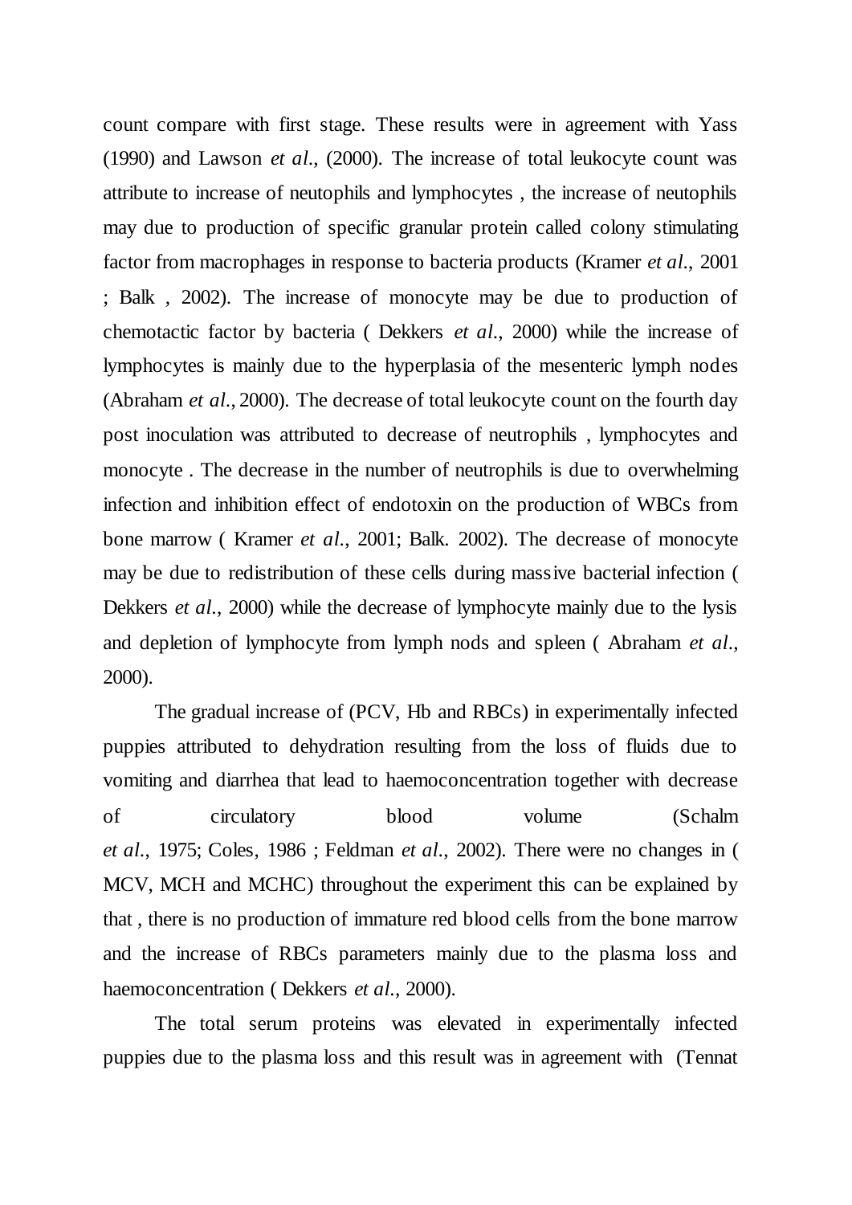count compare with first stage. These results were in agreement with Yass (1990) and Lawson *et al*., (2000). The increase of total leukocyte count was attribute to increase of neutophils and lymphocytes , the increase of neutophils may due to production of specific granular protein called colony stimulating factor from macrophages in response to bacteria products (Kramer *et al*., 2001 ; Balk , 2002). The increase of monocyte may be due to production of chemotactic factor by bacteria ( Dekkers *et al*., 2000) while the increase of lymphocytes is mainly due to the hyperplasia of the mesenteric lymph nodes (Abraham *et al*., 2000). The decrease of total leukocyte count on the fourth day post inoculation was attributed to decrease of neutrophils , lymphocytes and monocyte . The decrease in the number of neutrophils is due to overwhelming infection and inhibition effect of endotoxin on the production of WBCs from bone marrow ( Kramer *et al*., 2001; Balk. 2002). The decrease of monocyte may be due to redistribution of these cells during massive bacterial infection ( Dekkers *et al*., 2000) while the decrease of lymphocyte mainly due to the lysis and depletion of lymphocyte from lymph nods and spleen ( Abraham *et al*., 2000).

The gradual increase of (PCV, Hb and RBCs) in experimentally infected puppies attributed to dehydration resulting from the loss of fluids due to vomiting and diarrhea that lead to haemoconcentration together with decrease of circulatory blood volume (Schalm *et al*., 1975; Coles, 1986 ; Feldman *et al*., 2002). There were no changes in ( MCV, MCH and MCHC) throughout the experiment this can be explained by that , there is no production of immature red blood cells from the bone marrow and the increase of RBCs parameters mainly due to the plasma loss and haemoconcentration ( Dekkers *et al*., 2000).

The total serum proteins was elevated in experimentally infected puppies due to the plasma loss and this result was in agreement with (Tennat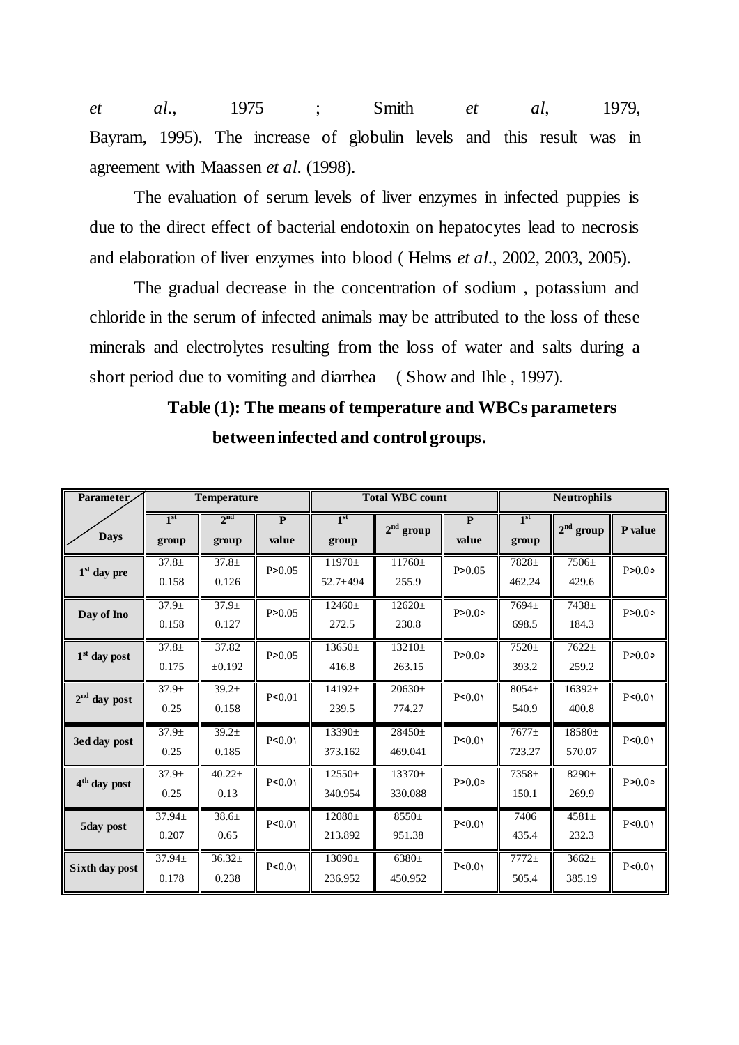*et al.*, 1975 ; Smith *et al*, 1979, Bayram, 1995). The increase of globulin levels and this result was in agreement with Maassen *et al*. (1998).

The evaluation of serum levels of liver enzymes in infected puppies is due to the direct effect of bacterial endotoxin on hepatocytes lead to necrosis and elaboration of liver enzymes into blood ( Helms *et al*., 2002, 2003, 2005).

The gradual decrease in the concentration of sodium , potassium and chloride in the serum of infected animals may be attributed to the loss of these minerals and electrolytes resulting from the loss of water and salts during a short period due to vomiting and diarrhea ( Show and Ihle , 1997).

**Table (1): The means of temperature and WBCs parameters between infected and control groups.**

| Parameter / Days | Temperature | | | Total WBC count | | | Neutrophils | | |
|---|---|---|---|---|---|---|---|---|---|
| | 1st group | 2nd group | P value | 1st group | 2nd group | P value | 1st group | 2nd group | P value |
| 1st day pre | 37.8± 0.158 | 37.8± 0.126 | P>0.05 | 11970± 52.7±494 | 11760± 255.9 | P>0.05 | 7828± 462.24 | 7506± 429.6 | P>0.0٥ |
| Day of Ino | 37.9± 0.158 | 37.9± 0.127 | P>0.05 | 12460± 272.5 | 12620± 230.8 | P>0.0٥ | 7694± 698.5 | 7438± 184.3 | P>0.0٥ |
| 1st day post | 37.8± 0.175 | 37.82 ±0.192 | P>0.05 | 13650± 416.8 | 13210± 263.15 | P>0.0٥ | 7520± 393.2 | 7622± 259.2 | P>0.0٥ |
| 2nd day post | 37.9± 0.25 | 39.2± 0.158 | P<0.01 | 14192± 239.5 | 20630± 774.27 | P<0.0١ | 8054± 540.9 | 16392± 400.8 | P<0.0١ |
| 3ed day post | 37.9± 0.25 | 39.2± 0.185 | P<0.0١ | 13390± 373.162 | 28450± 469.041 | P<0.0١ | 7677± 723.27 | 18580± 570.07 | P<0.0١ |
| 4th day post | 37.9± 0.25 | 40.22± 0.13 | P<0.0١ | 12550± 340.954 | 13370± 330.088 | P>0.0٥ | 7358± 150.1 | 8290± 269.9 | P>0.0٥ |
| 5day post | 37.94± 0.207 | 38.6± 0.65 | P<0.0١ | 12080± 213.892 | 8550± 951.38 | P<0.0١ | 7406 435.4 | 4581± 232.3 | P<0.0١ |
| Sixth day post | 37.94± 0.178 | 36.32± 0.238 | P<0.0١ | 13090± 236.952 | 6380± 450.952 | P<0.0١ | 7772± 505.4 | 3662± 385.19 | P<0.0١ |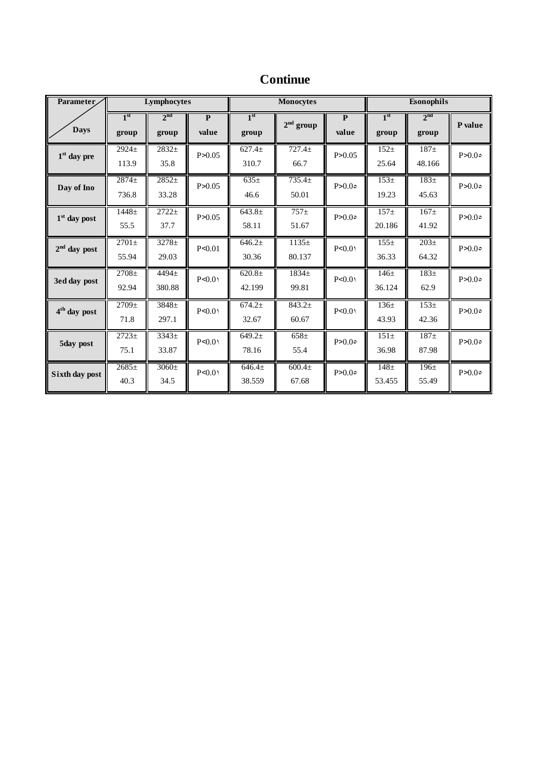# Continue

| Parameter / Days | Lymphocytes | | | Monocytes | | | Esonophils | | |
|---|---|---|---|---|---|---|---|---|---|
| | 1st group | 2nd group | P value | 1st group | 2nd group | P value | 1st group | 2nd group | P value |
| 1st day pre | 2924± 113.9 | 2832± 35.8 | P>0.05 | 627.4± 310.7 | 727.4± 66.7 | P>0.05 | 152± 25.64 | 187± 48.166 | P>0.0٥ |
| Day of Ino | 2874± 736.8 | 2852± 33.28 | P>0.05 | 635± 46.6 | 735.4± 50.01 | P>0.0٥ | 153± 19.23 | 183± 45.63 | P>0.0٥ |
| 1st day post | 1448± 55.5 | 2722± 37.7 | P>0.05 | 643.8± 58.11 | 757± 51.67 | P>0.0٥ | 157± 20.186 | 167± 41.92 | P>0.0٥ |
| 2nd day post | 2701± 55.94 | 3278± 29.03 | P<0.01 | 646.2± 30.36 | 1135± 80.137 | P<0.0١ | 155± 36.33 | 203± 64.32 | P>0.0٥ |
| 3ed day post | 2708± 92.94 | 4494± 380.88 | P<0.0١ | 620.8± 42.199 | 1834± 99.81 | P<0.0١ | 146± 36.124 | 183± 62.9 | P>0.0٥ |
| 4th day post | 2709± 71.8 | 3848± 297.1 | P<0.0١ | 674.2± 32.67 | 843.2± 60.67 | P<0.0١ | 136± 43.93 | 153± 42.36 | P>0.0٥ |
| 5day post | 2723± 75.1 | 3343± 33.87 | P<0.0١ | 649.2± 78.16 | 658± 55.4 | P>0.0٥ | 151± 36.98 | 187± 87.98 | P>0.0٥ |
| Sixth day post | 2685± 40.3 | 3060± 34.5 | P<0.0١ | 646.4± 38.559 | 600.4± 67.68 | P>0.0٥ | 148± 53.455 | 196± 55.49 | P>0.0٥ |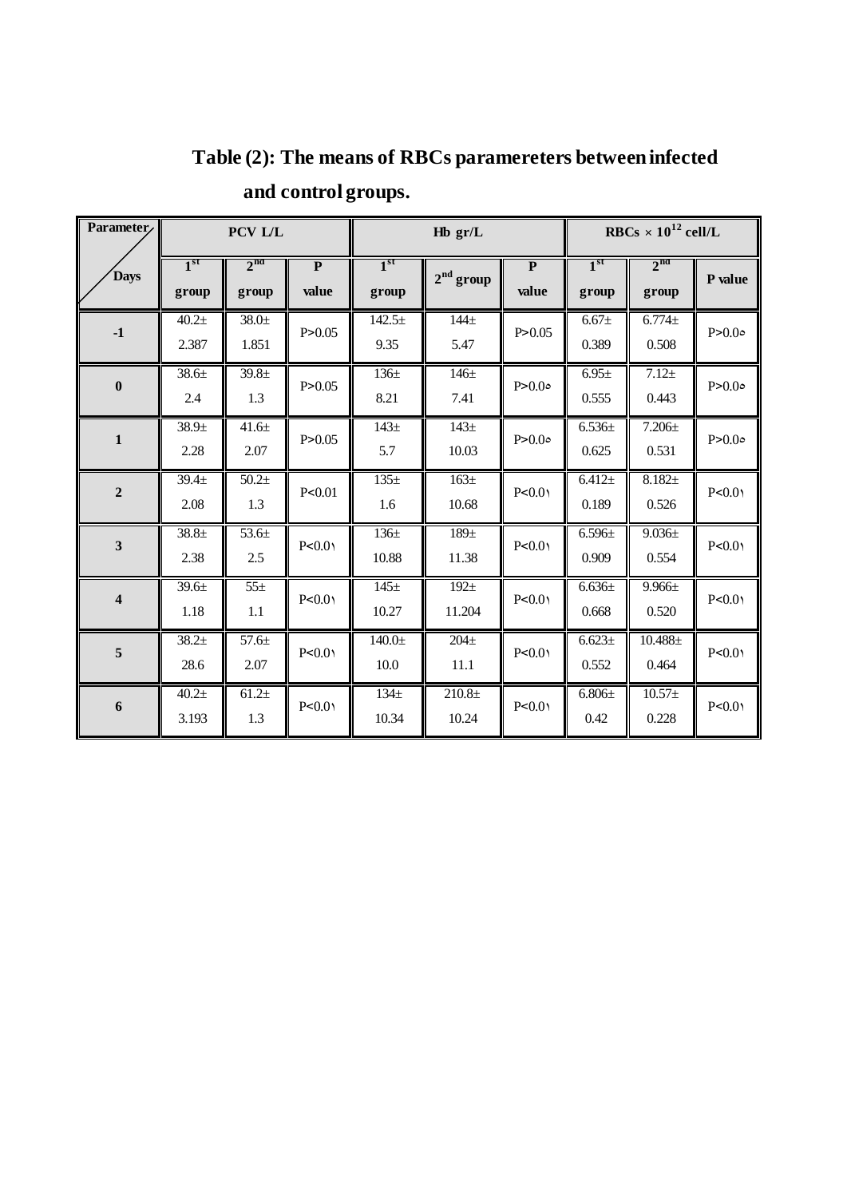**Table (2): The means of RBCs paramereters between infected and control groups.**

| Parameter / Days | PCV L/L | | | Hb gr/L | | | RBCs $\times 10^{12}$ cell/L | | |
|---|---|---|---|---|---|---|---|---|---|
| | 1[st] group | 2[nd] group | P value | 1[st] group | 2[nd] group | P value | 1[st] group | 2[nd] group | P value |
| -1 | 40.2± 2.387 | 38.0± 1.851 | P>0.05 | 142.5± 9.35 | 144± 5.47 | P>0.05 | 6.67± 0.389 | 6.774± 0.508 | P>0.0٥ |
| 0 | 38.6± 2.4 | 39.8± 1.3 | P>0.05 | 136± 8.21 | 146± 7.41 | P>0.0٥ | 6.95± 0.555 | 7.12± 0.443 | P>0.0٥ |
| 1 | 38.9± 2.28 | 41.6± 2.07 | P>0.05 | 143± 5.7 | 143± 10.03 | P>0.0٥ | 6.536± 0.625 | 7.206± 0.531 | P>0.0٥ |
| 2 | 39.4± 2.08 | 50.2± 1.3 | P<0.01 | 135± 1.6 | 163± 10.68 | P<0.0١ | 6.412± 0.189 | 8.182± 0.526 | P<0.0١ |
| 3 | 38.8± 2.38 | 53.6± 2.5 | P<0.0١ | 136± 10.88 | 189± 11.38 | P<0.0١ | 6.596± 0.909 | 9.036± 0.554 | P<0.0١ |
| 4 | 39.6± 1.18 | 55± 1.1 | P<0.0١ | 145± 10.27 | 192± 11.204 | P<0.0١ | 6.636± 0.668 | 9.966± 0.520 | P<0.0١ |
| 5 | 38.2± 28.6 | 57.6± 2.07 | P<0.0١ | 140.0± 10.0 | 204± 11.1 | P<0.0١ | 6.623± 0.552 | 10.488± 0.464 | P<0.0١ |
| 6 | 40.2± 3.193 | 61.2± 1.3 | P<0.0١ | 134± 10.34 | 210.8± 10.24 | P<0.0١ | 6.806± 0.42 | 10.57± 0.228 | P<0.0١ |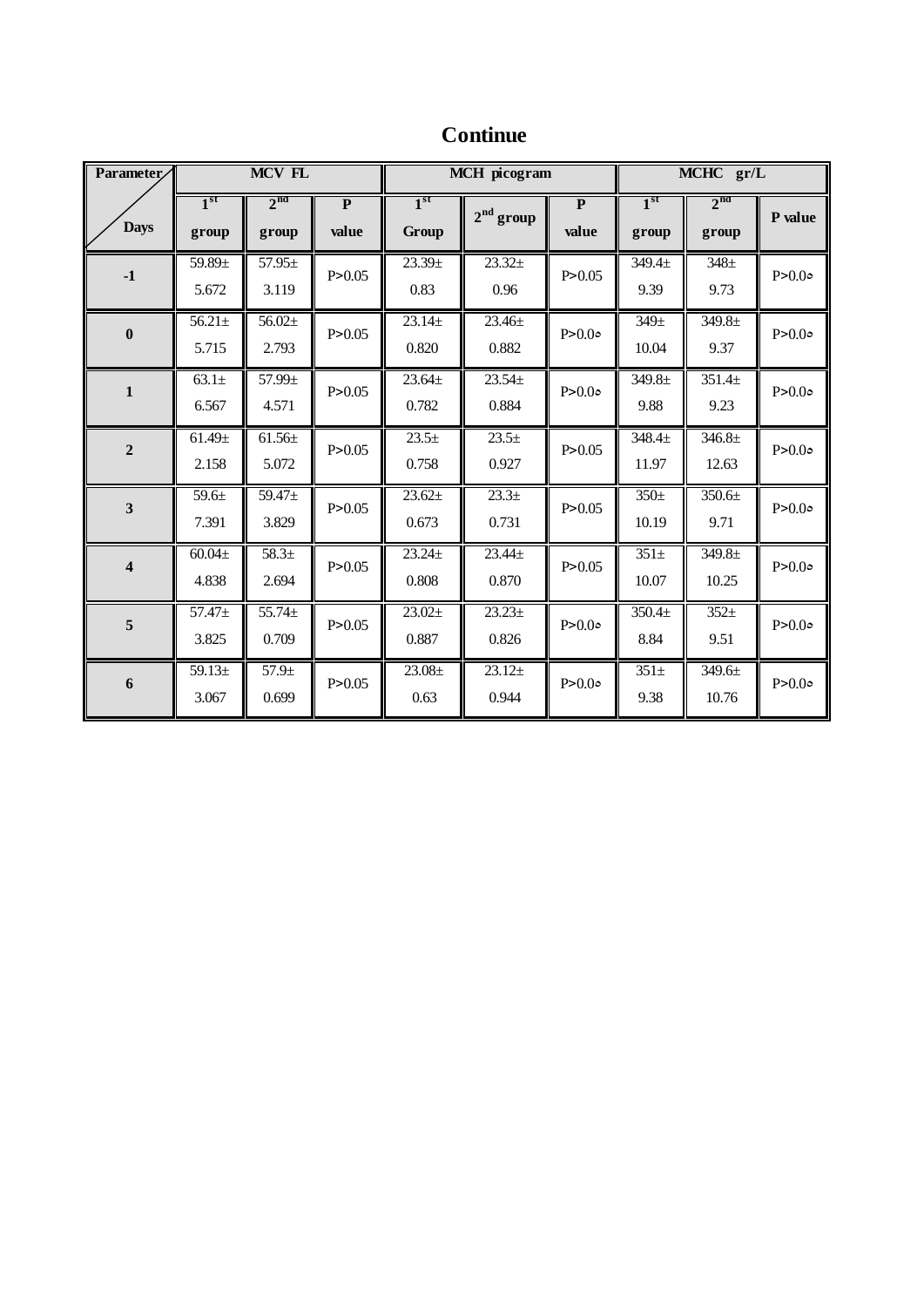## Continue

| Parameter / Days | MCV FL | | | MCH picogram | | | MCHC gr/L | | |
|---|---|---|---|---|---|---|---|---|---|
| | 1[st] group | 2[nd] group | P value | 1[st] Group | 2[nd] group | P value | 1[st] group | 2[nd] group | P value |
| -1 | 59.89± 5.672 | 57.95± 3.119 | P>0.05 | 23.39± 0.83 | 23.32± 0.96 | P>0.05 | 349.4± 9.39 | 348± 9.73 | P>0.0٥ |
| 0 | 56.21± 5.715 | 56.02± 2.793 | P>0.05 | 23.14± 0.820 | 23.46± 0.882 | P>0.0٥ | 349± 10.04 | 349.8± 9.37 | P>0.0٥ |
| 1 | 63.1± 6.567 | 57.99± 4.571 | P>0.05 | 23.64± 0.782 | 23.54± 0.884 | P>0.0٥ | 349.8± 9.88 | 351.4± 9.23 | P>0.0٥ |
| 2 | 61.49± 2.158 | 61.56± 5.072 | P>0.05 | 23.5± 0.758 | 23.5± 0.927 | P>0.05 | 348.4± 11.97 | 346.8± 12.63 | P>0.0٥ |
| 3 | 59.6± 7.391 | 59.47± 3.829 | P>0.05 | 23.62± 0.673 | 23.3± 0.731 | P>0.05 | 350± 10.19 | 350.6± 9.71 | P>0.0٥ |
| 4 | 60.04± 4.838 | 58.3± 2.694 | P>0.05 | 23.24± 0.808 | 23.44± 0.870 | P>0.05 | 351± 10.07 | 349.8± 10.25 | P>0.0٥ |
| 5 | 57.47± 3.825 | 55.74± 0.709 | P>0.05 | 23.02± 0.887 | 23.23± 0.826 | P>0.0٥ | 350.4± 8.84 | 352± 9.51 | P>0.0٥ |
| 6 | 59.13± 3.067 | 57.9± 0.699 | P>0.05 | 23.08± 0.63 | 23.12± 0.944 | P>0.0٥ | 351± 9.38 | 349.6± 10.76 | P>0.0٥ |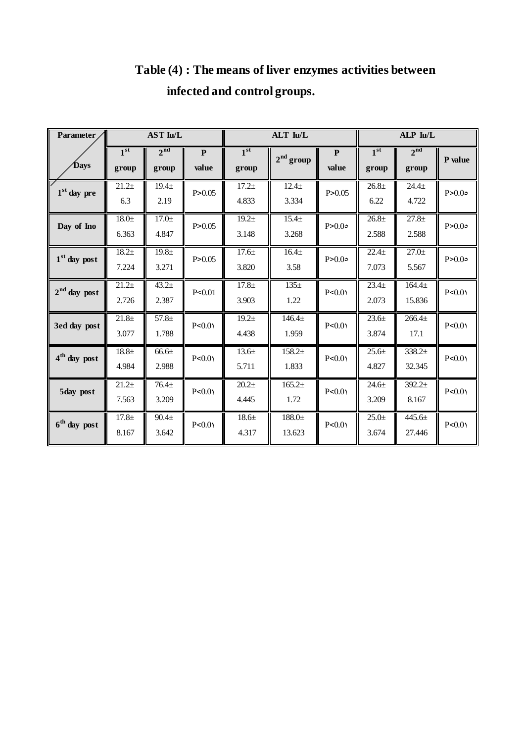**Table (4) : The means of liver enzymes activities between infected and control groups.**

| Parameter / Days | AST Iu/L | | | ALT Iu/L | | | ALP Iu/L | | |
|---|---|---|---|---|---|---|---|---|---|
| | 1st group | 2nd group | P value | 1st group | 2nd group | P value | 1st group | 2nd group | P value |
| 1st day pre | 21.2± 6.3 | 19.4± 2.19 | P>0.05 | 17.2± 4.833 | 12.4± 3.334 | P>0.05 | 26.8± 6.22 | 24.4± 4.722 | P>0.0٥ |
| Day of Ino | 18.0± 6.363 | 17.0± 4.847 | P>0.05 | 19.2± 3.148 | 15.4± 3.268 | P>0.0٥ | 26.8± 2.588 | 27.8± 2.588 | P>0.0٥ |
| 1st day post | 18.2± 7.224 | 19.8± 3.271 | P>0.05 | 17.6± 3.820 | 16.4± 3.58 | P>0.0٥ | 22.4± 7.073 | 27.0± 5.567 | P>0.0٥ |
| 2nd day post | 21.2± 2.726 | 43.2± 2.387 | P<0.01 | 17.8± 3.903 | 135± 1.22 | P<0.0١ | 23.4± 2.073 | 164.4± 15.836 | P<0.0١ |
| 3ed day post | 21.8± 3.077 | 57.8± 1.788 | P<0.0١ | 19.2± 4.438 | 146.4± 1.959 | P<0.0١ | 23.6± 3.874 | 266.4± 17.1 | P<0.0١ |
| 4th day post | 18.8± 4.984 | 66.6± 2.988 | P<0.0١ | 13.6± 5.711 | 158.2± 1.833 | P<0.0١ | 25.6± 4.827 | 338.2± 32.345 | P<0.0١ |
| 5day post | 21.2± 7.563 | 76.4± 3.209 | P<0.0١ | 20.2± 4.445 | 165.2± 1.72 | P<0.0١ | 24.6± 3.209 | 392.2± 8.167 | P<0.0١ |
| 6th day post | 17.8± 8.167 | 90.4± 3.642 | P<0.0١ | 18.6± 4.317 | 188.0± 13.623 | P<0.0١ | 25.0± 3.674 | 445.6± 27.446 | P<0.0١ |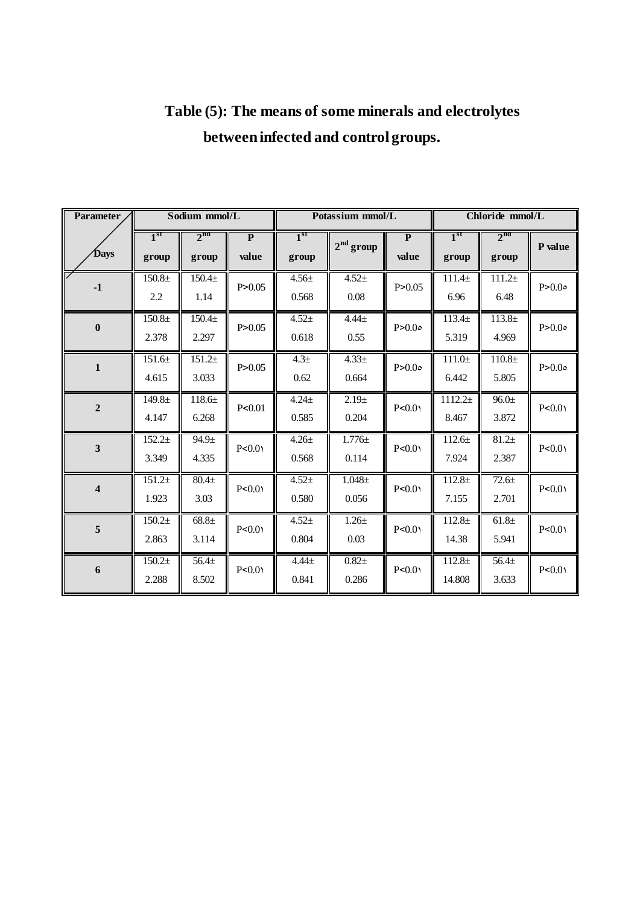# Table (5): The means of some minerals and electrolytes between infected and control groups.

| Parameter / Days | Sodium mmol/L | | | Potassium mmol/L | | | Chloride mmol/L | | |
|---|---|---|---|---|---|---|---|---|---|
| | $1^{st}$ group | $2^{nd}$ group | P value | $1^{st}$ group | $2^{nd}$ group | P value | $1^{st}$ group | $2^{nd}$ group | P value |
| -1 | 150.8± 2.2 | 150.4± 1.14 | P>0.05 | 4.56± 0.568 | 4.52± 0.08 | P>0.05 | 111.4± 6.96 | 111.2± 6.48 | P>0.0٥ |
| 0 | 150.8± 2.378 | 150.4± 2.297 | P>0.05 | 4.52± 0.618 | 4.44± 0.55 | P>0.0٥ | 113.4± 5.319 | 113.8± 4.969 | P>0.0٥ |
| 1 | 151.6± 4.615 | 151.2± 3.033 | P>0.05 | 4.3± 0.62 | 4.33± 0.664 | P>0.0٥ | 111.0± 6.442 | 110.8± 5.805 | P>0.0٥ |
| 2 | 149.8± 4.147 | 118.6± 6.268 | P<0.01 | 4.24± 0.585 | 2.19± 0.204 | P<0.0١ | 1112.2± 8.467 | 96.0± 3.872 | P<0.0١ |
| 3 | 152.2± 3.349 | 94.9± 4.335 | P<0.0١ | 4.26± 0.568 | 1.776± 0.114 | P<0.0١ | 112.6± 7.924 | 81.2± 2.387 | P<0.0١ |
| 4 | 151.2± 1.923 | 80.4± 3.03 | P<0.0١ | 4.52± 0.580 | 1.048± 0.056 | P<0.0١ | 112.8± 7.155 | 72.6± 2.701 | P<0.0١ |
| 5 | 150.2± 2.863 | 68.8± 3.114 | P<0.0١ | 4.52± 0.804 | 1.26± 0.03 | P<0.0١ | 112.8± 14.38 | 61.8± 5.941 | P<0.0١ |
| 6 | 150.2± 2.288 | 56.4± 8.502 | P<0.0١ | 4.44± 0.841 | 0.82± 0.286 | P<0.0١ | 112.8± 14.808 | 56.4± 3.633 | P<0.0١ |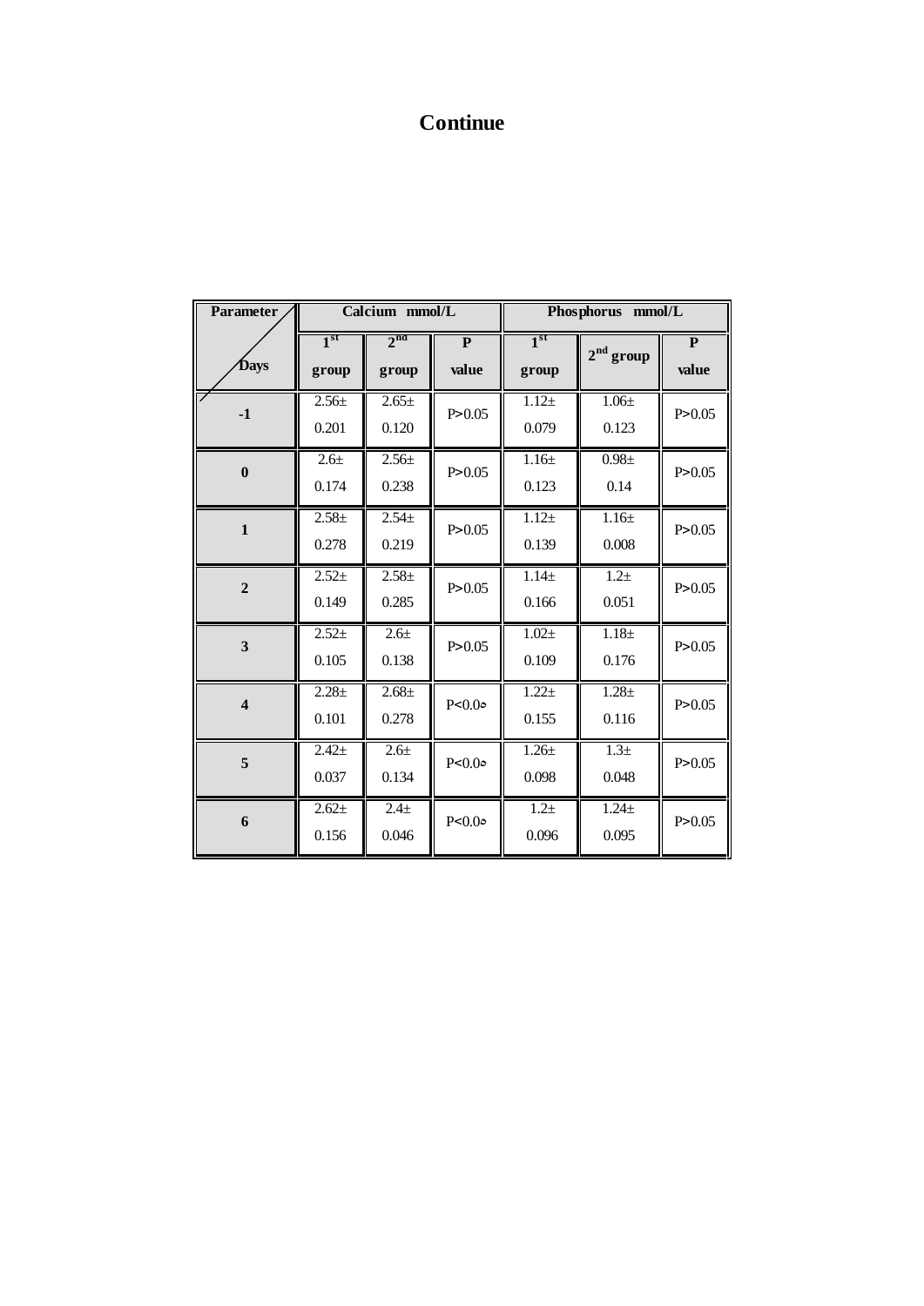# Continue

| Parameter / Days | Calcium mmol/L | | | Phosphorus mmol/L | | |
|---|---|---|---|---|---|---|
| | 1st group | 2nd group | P value | 1st group | 2nd group | P value |
| -1 | 2.56± 0.201 | 2.65± 0.120 | P>0.05 | 1.12± 0.079 | 1.06± 0.123 | P>0.05 |
| 0 | 2.6± 0.174 | 2.56± 0.238 | P>0.05 | 1.16± 0.123 | 0.98± 0.14 | P>0.05 |
| 1 | 2.58± 0.278 | 2.54± 0.219 | P>0.05 | 1.12± 0.139 | 1.16± 0.008 | P>0.05 |
| 2 | 2.52± 0.149 | 2.58± 0.285 | P>0.05 | 1.14± 0.166 | 1.2± 0.051 | P>0.05 |
| 3 | 2.52± 0.105 | 2.6± 0.138 | P>0.05 | 1.02± 0.109 | 1.18± 0.176 | P>0.05 |
| 4 | 2.28± 0.101 | 2.68± 0.278 | P<0.05 | 1.22± 0.155 | 1.28± 0.116 | P>0.05 |
| 5 | 2.42± 0.037 | 2.6± 0.134 | P<0.05 | 1.26± 0.098 | 1.3± 0.048 | P>0.05 |
| 6 | 2.62± 0.156 | 2.4± 0.046 | P<0.05 | 1.2± 0.096 | 1.24± 0.095 | P>0.05 |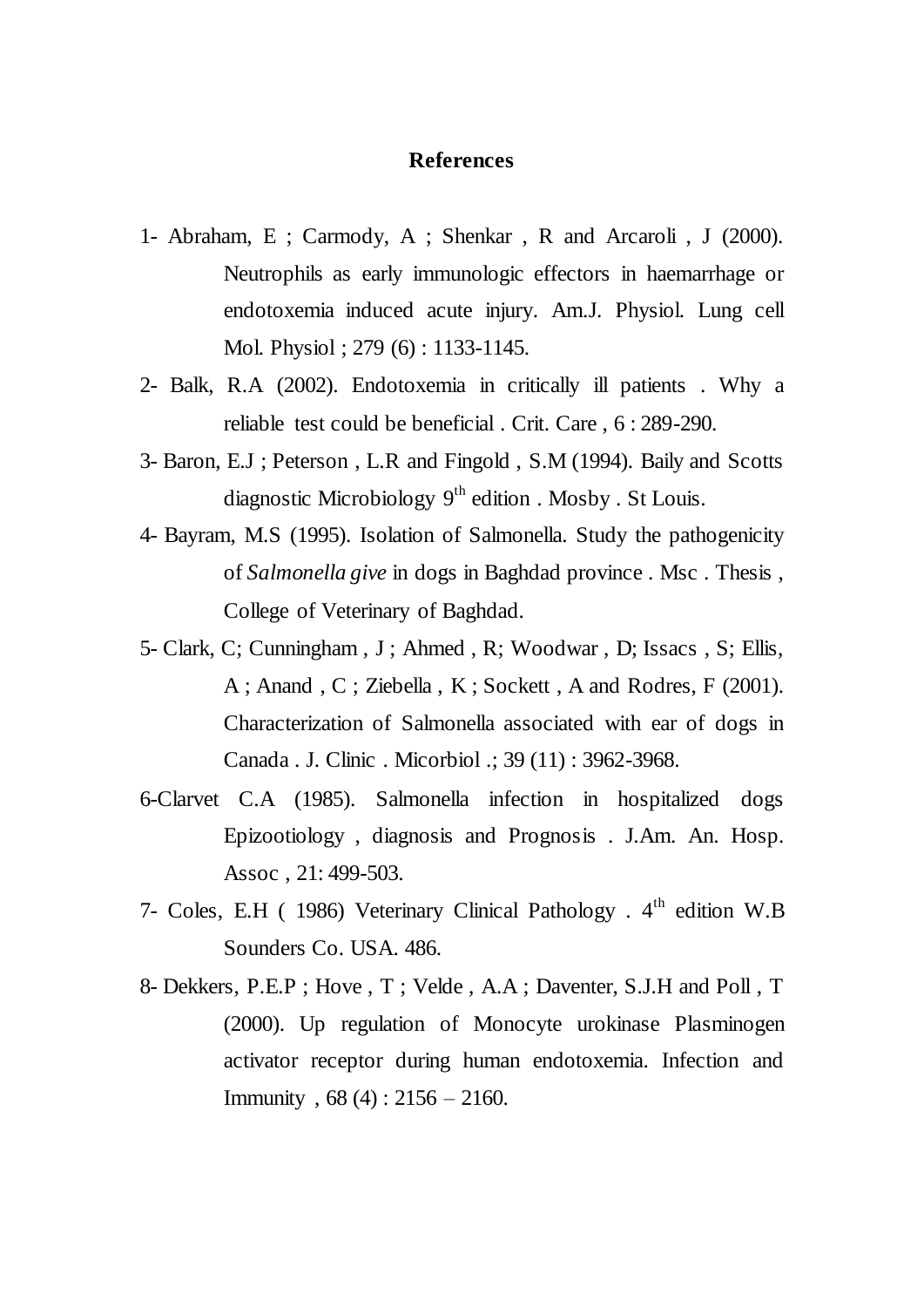## References

1- Abraham, E ; Carmody, A ; Shenkar , R and Arcaroli , J (2000). Neutrophils as early immunologic effectors in haemarrhage or endotoxemia induced acute injury. Am.J. Physiol. Lung cell Mol. Physiol ; 279 (6) : 1133-1145.

2- Balk, R.A (2002). Endotoxemia in critically ill patients . Why a reliable test could be beneficial . Crit. Care , 6 : 289-290.

3- Baron, E.J ; Peterson , L.R and Fingold , S.M (1994). Baily and Scotts diagnostic Microbiology 9th edition . Mosby . St Louis.

4- Bayram, M.S (1995). Isolation of Salmonella. Study the pathogenicity of *Salmonella give* in dogs in Baghdad province . Msc . Thesis , College of Veterinary of Baghdad.

5- Clark, C; Cunningham , J ; Ahmed , R; Woodwar , D; Issacs , S; Ellis, A ; Anand , C ; Ziebella , K ; Sockett , A and Rodres, F (2001). Characterization of Salmonella associated with ear of dogs in Canada . J. Clinic . Micorbiol .; 39 (11) : 3962-3968.

6-Clarvet C.A (1985). Salmonella infection in hospitalized dogs Epizootiology , diagnosis and Prognosis . J.Am. An. Hosp. Assoc , 21: 499-503.

7- Coles, E.H ( 1986) Veterinary Clinical Pathology . 4th edition W.B Sounders Co. USA. 486.

8- Dekkers, P.E.P ; Hove , T ; Velde , A.A ; Daventer, S.J.H and Poll , T (2000). Up regulation of Monocyte urokinase Plasminogen activator receptor during human endotoxemia. Infection and Immunity , 68 (4) : 2156 – 2160.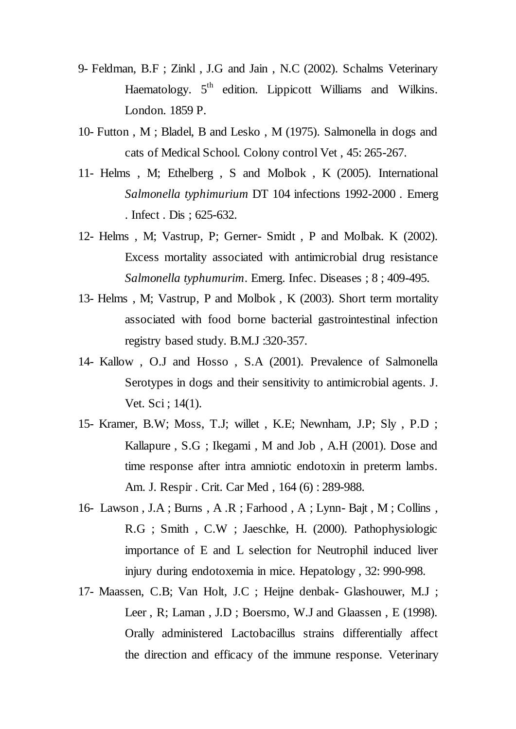9- Feldman, B.F ; Zinkl , J.G and Jain , N.C (2002). Schalms Veterinary Haematology. 5th edition. Lippicott Williams and Wilkins. London. 1859 P.

10- Futton , M ; Bladel, B and Lesko , M (1975). Salmonella in dogs and cats of Medical School. Colony control Vet , 45: 265-267.

11- Helms , M; Ethelberg , S and Molbok , K (2005). International *Salmonella typhimurium* DT 104 infections 1992-2000 . Emerg . Infect . Dis ; 625-632.

12- Helms , M; Vastrup, P; Gerner- Smidt , P and Molbak. K (2002). Excess mortality associated with antimicrobial drug resistance *Salmonella typhumurim*. Emerg. Infec. Diseases ; 8 ; 409-495.

13- Helms , M; Vastrup, P and Molbok , K (2003). Short term mortality associated with food borne bacterial gastrointestinal infection registry based study. B.M.J :320-357.

14- Kallow , O.J and Hosso , S.A (2001). Prevalence of Salmonella Serotypes in dogs and their sensitivity to antimicrobial agents. J. Vet. Sci ; 14(1).

15- Kramer, B.W; Moss, T.J; willet , K.E; Newnham, J.P; Sly , P.D ; Kallapure , S.G ; Ikegami , M and Job , A.H (2001). Dose and time response after intra amniotic endotoxin in preterm lambs. Am. J. Respir . Crit. Car Med , 164 (6) : 289-988.

16- Lawson , J.A ; Burns , A .R ; Farhood , A ; Lynn- Bajt , M ; Collins , R.G ; Smith , C.W ; Jaeschke, H. (2000). Pathophysiologic importance of E and L selection for Neutrophil induced liver injury during endotoxemia in mice. Hepatology , 32: 990-998.

17- Maassen, C.B; Van Holt, J.C ; Heijne denbak- Glashouwer, M.J ; Leer , R; Laman , J.D ; Boersmo, W.J and Glaassen , E (1998). Orally administered Lactobacillus strains differentially affect the direction and efficacy of the immune response. Veterinary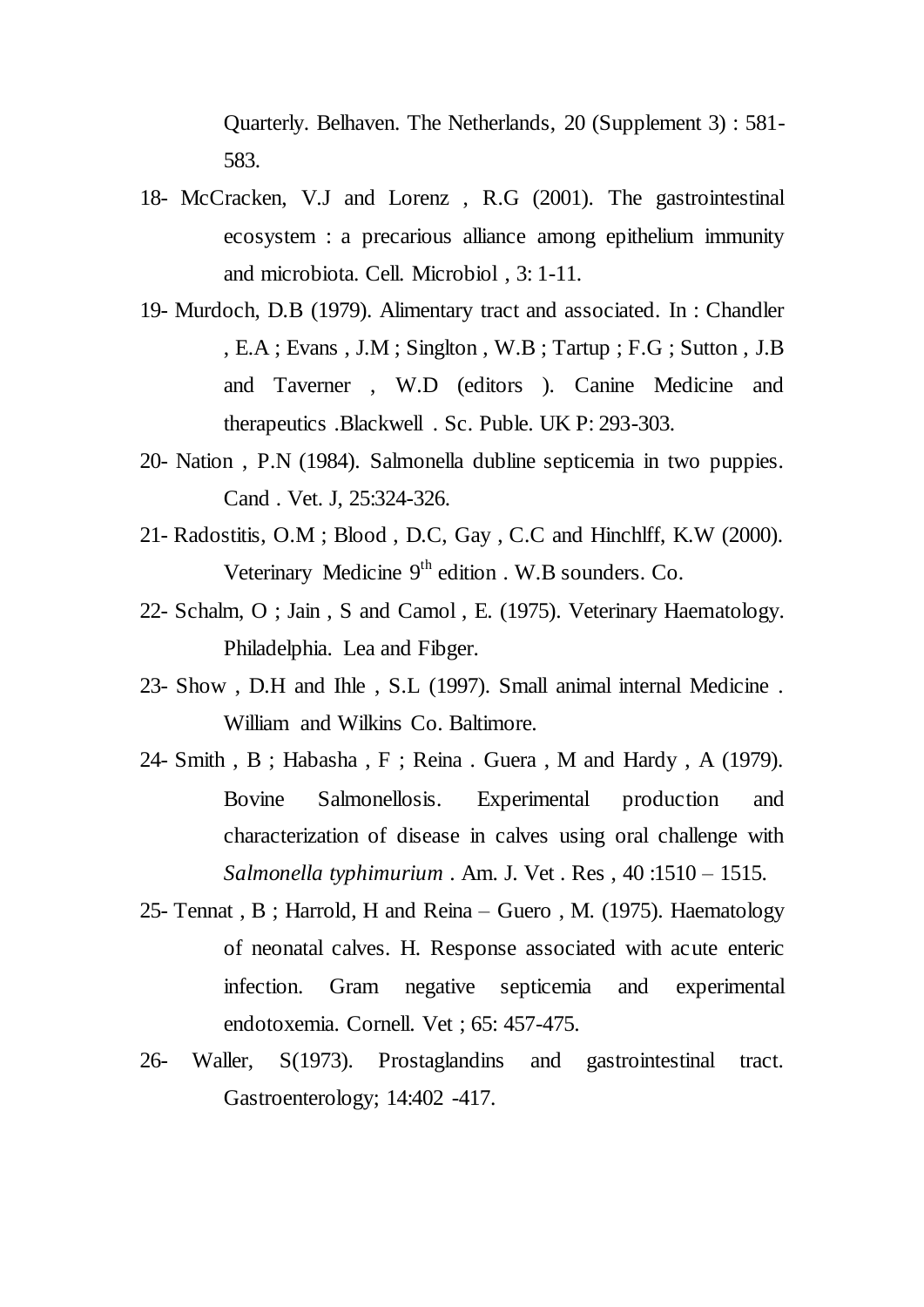Quarterly. Belhaven. The Netherlands, 20 (Supplement 3) : 581-583.

18- McCracken, V.J and Lorenz , R.G (2001). The gastrointestinal ecosystem : a precarious alliance among epithelium immunity and microbiota. Cell. Microbiol , 3: 1-11.

19- Murdoch, D.B (1979). Alimentary tract and associated. In : Chandler , E.A ; Evans , J.M ; Singlton , W.B ; Tartup ; F.G ; Sutton , J.B and Taverner , W.D (editors ). Canine Medicine and therapeutics .Blackwell . Sc. Puble. UK P: 293-303.

20- Nation , P.N (1984). Salmonella dubline septicemia in two puppies. Cand . Vet. J, 25:324-326.

21- Radostitis, O.M ; Blood , D.C, Gay , C.C and Hinchlff, K.W (2000). Veterinary Medicine 9th edition . W.B sounders. Co.

22- Schalm, O ; Jain , S and Camol , E. (1975). Veterinary Haematology. Philadelphia. Lea and Fibger.

23- Show , D.H and Ihle , S.L (1997). Small animal internal Medicine . William and Wilkins Co. Baltimore.

24- Smith , B ; Habasha , F ; Reina . Guera , M and Hardy , A (1979). Bovine Salmonellosis. Experimental production and characterization of disease in calves using oral challenge with *Salmonella typhimurium* . Am. J. Vet . Res , 40 :1510 – 1515.

25- Tennat , B ; Harrold, H and Reina – Guero , M. (1975). Haematology of neonatal calves. H. Response associated with acute enteric infection. Gram negative septicemia and experimental endotoxemia. Cornell. Vet ; 65: 457-475.

26- Waller, S(1973). Prostaglandins and gastrointestinal tract. Gastroenterology; 14:402 -417.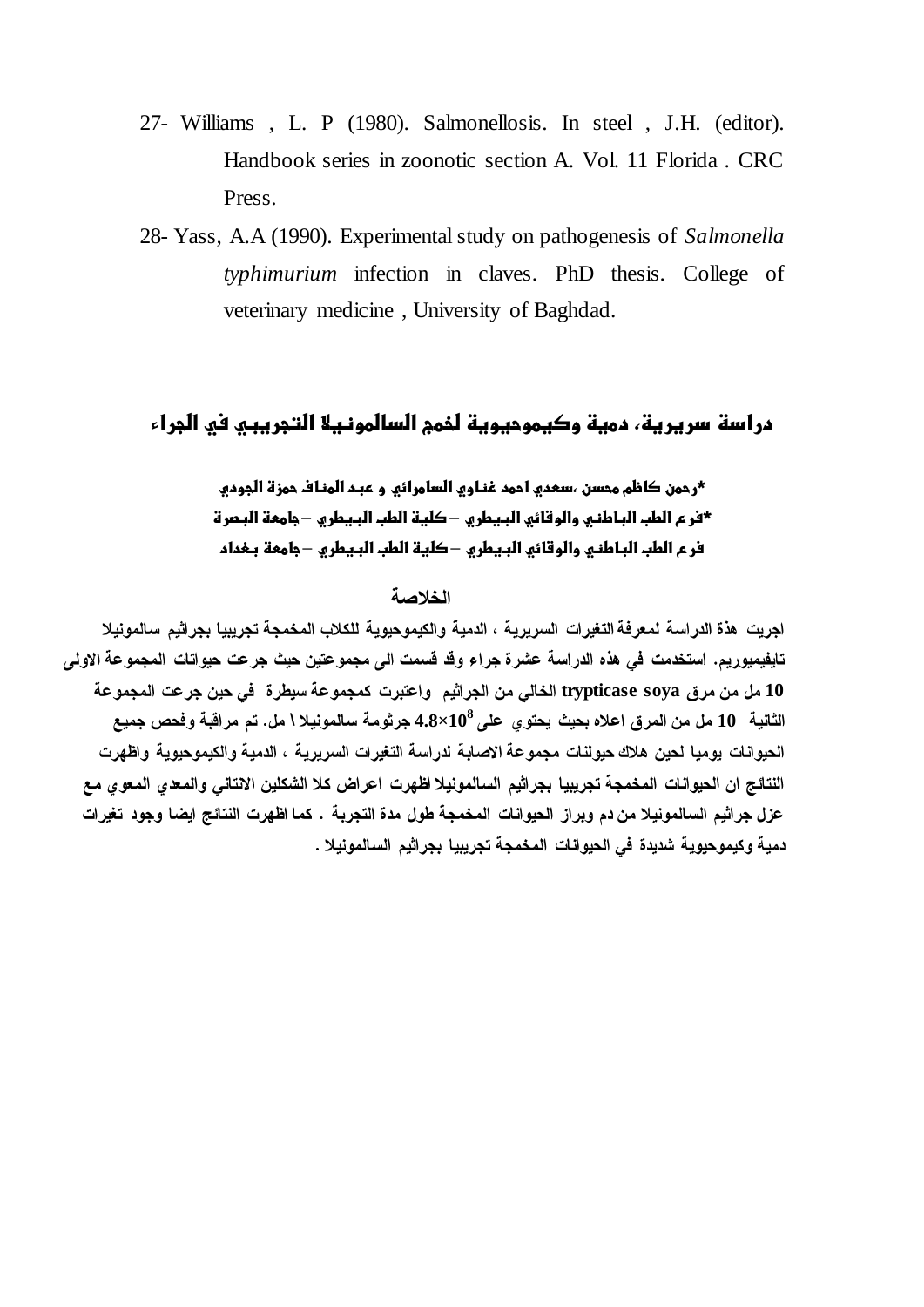27- Williams , L. P (1980). Salmonellosis. In steel , J.H. (editor). Handbook series in zoonotic section A. Vol. 11 Florida . CRC Press.

28- Yass, A.A (1990). Experimental study on pathogenesis of *Salmonella typhimurium* infection in claves. PhD thesis. College of veterinary medicine , University of Baghdad.

## دراسة سريرية، دمية وكيموحيوية لخمج السالمونيلا التجريبي في الجراء

**\*رحمن كاظم محسن ،سعدي احمد غناوي السامرائي و عبد المناف حمزة الجودي**

**\*فرع الطب الباطني والوقائي البيطري – كلية الطب البيطري – جامعة البصرة**

**فرع الطب الباطني والوقائي البيطري – كلية الطب البيطري – جامعة بغداد**

### الخلاصة

اجريت هذة الدراسة لمعرفة التغيرات السريرية ، الدمية والكيموحيوية للكلاب المخمجة تجريبيا بجراثيم سالمونيلا تايفيميوريم. استخدمت في هذه الدراسة عشرة جراء وقد قسمت الى مجموعتين حيث جرعت حيوانات المجموعة الاولى 10 مل من مرق trypticase soya الخالي من الجراثيم واعتبرت كمجموعة سيطرة في حين جرعت المجموعة الثانية 10 مل من المرق اعلاه بحيث يحتوي على $4.8\times10^{8}$ جرثومة سالمونيلا \ مل. تم مراقبة وفحص جميع الحيوانات يوميا لحين هلاك حيولنات مجموعة الاصابة لدراسة التغيرات السريرية ، الدمية والكيموحيوية واظهرت النتائج ان الحيوانات المخمجة تجريبيا بجراثيم السالمونيلا اظهرت اعراض كلا الشكلين الانتاني والمعدي المعوي مع عزل جراثيم السالمونيلا من دم وبراز الحيوانات المخمجة طول مدة التجربة . كما اظهرت النتائج ايضا وجود تغيرات دمية وكيموحيوية شديدة في الحيوانات المخمجة تجريبيا بجراثيم السالمونيلا .